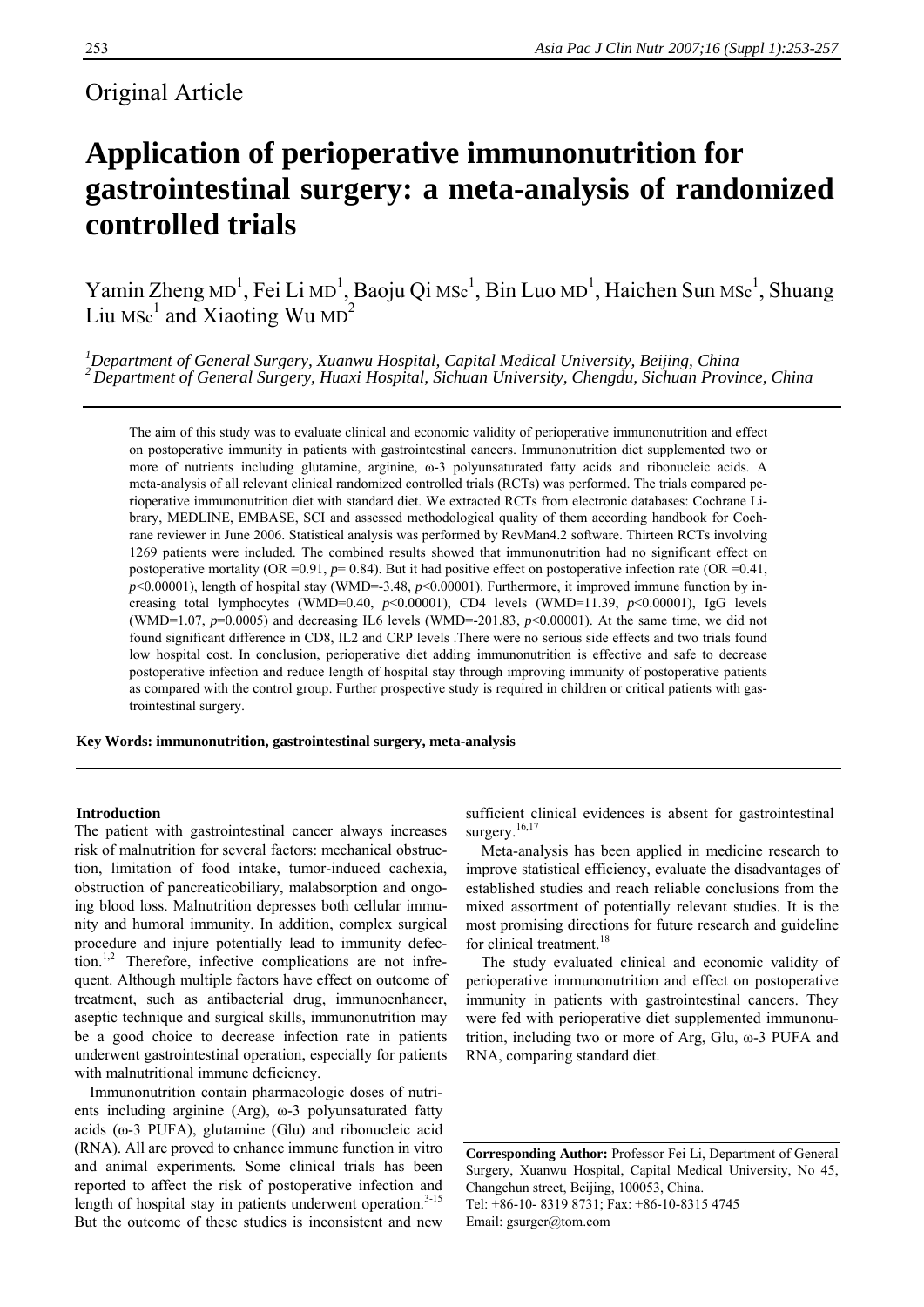Original Article

# Application of perioperative immunonutrition for gastrointestinal surgery: a meta-analysis of randomized controlled trials

Yamin Zheng MD[1], Fei Li MD[1], Baoju Qi MSc[1], Bin Luo MD[1], Haichen Sun MSc[1], Shuang Liu MSc[1] and Xiaoting Wu MD[2]

[1]*Department of General Surgery, Xuanwu Hospital, Capital Medical University, Beijing, China*
[2]*Department of General Surgery, Huaxi Hospital, Sichuan University, Chengdu, Sichuan Province, China*

The aim of this study was to evaluate clinical and economic validity of perioperative immunonutrition and effect on postoperative immunity in patients with gastrointestinal cancers. Immunonutrition diet supplemented two or more of nutrients including glutamine, arginine, ω-3 polyunsaturated fatty acids and ribonucleic acids. A meta-analysis of all relevant clinical randomized controlled trials (RCTs) was performed. The trials compared perioperative immunonutrition diet with standard diet. We extracted RCTs from electronic databases: Cochrane Library, MEDLINE, EMBASE, SCI and assessed methodological quality of them according handbook for Cochrane reviewer in June 2006. Statistical analysis was performed by RevMan4.2 software. Thirteen RCTs involving 1269 patients were included. The combined results showed that immunonutrition had no significant effect on postoperative mortality (OR =0.91, $p$= 0.84). But it had positive effect on postoperative infection rate (OR =0.41, $p$<0.00001), length of hospital stay (WMD=-3.48, $p$<0.00001). Furthermore, it improved immune function by increasing total lymphocytes (WMD=0.40, $p$<0.00001), CD4 levels (WMD=11.39, $p$<0.00001), IgG levels (WMD=1.07, $p$=0.0005) and decreasing IL6 levels (WMD=-201.83, $p$<0.00001). At the same time, we did not found significant difference in CD8, IL2 and CRP levels .There were no serious side effects and two trials found low hospital cost. In conclusion, perioperative diet adding immunonutrition is effective and safe to decrease postoperative infection and reduce length of hospital stay through improving immunity of postoperative patients as compared with the control group. Further prospective study is required in children or critical patients with gastrointestinal surgery.

**Key Words: immunonutrition, gastrointestinal surgery, meta-analysis**

## Introduction

The patient with gastrointestinal cancer always increases risk of malnutrition for several factors: mechanical obstruction, limitation of food intake, tumor-induced cachexia, obstruction of pancreaticobiliary, malabsorption and ongoing blood loss. Malnutrition depresses both cellular immunity and humoral immunity. In addition, complex surgical procedure and injure potentially lead to immunity defection.[1,2] Therefore, infective complications are not infrequent. Although multiple factors have effect on outcome of treatment, such as antibacterial drug, immunoenhancer, aseptic technique and surgical skills, immunonutrition may be a good choice to decrease infection rate in patients underwent gastrointestinal operation, especially for patients with malnutritional immune deficiency.

Immunonutrition contain pharmacologic doses of nutrients including arginine (Arg), ω-3 polyunsaturated fatty acids (ω-3 PUFA), glutamine (Glu) and ribonucleic acid (RNA). All are proved to enhance immune function in vitro and animal experiments. Some clinical trials has been reported to affect the risk of postoperative infection and length of hospital stay in patients underwent operation.[3-15] But the outcome of these studies is inconsistent and new sufficient clinical evidences is absent for gastrointestinal surgery.[16,17]

Meta-analysis has been applied in medicine research to improve statistical efficiency, evaluate the disadvantages of established studies and reach reliable conclusions from the mixed assortment of potentially relevant studies. It is the most promising directions for future research and guideline for clinical treatment.[18]

The study evaluated clinical and economic validity of perioperative immunonutrition and effect on postoperative immunity in patients with gastrointestinal cancers. They were fed with perioperative diet supplemented immunonutrition, including two or more of Arg, Glu, ω-3 PUFA and RNA, comparing standard diet.

**Corresponding Author:** Professor Fei Li, Department of General Surgery, Xuanwu Hospital, Capital Medical University, No 45, Changchun street, Beijing, 100053, China.
Tel: +86-10- 8319 8731; Fax: +86-10-8315 4745
Email: gsurger@tom.com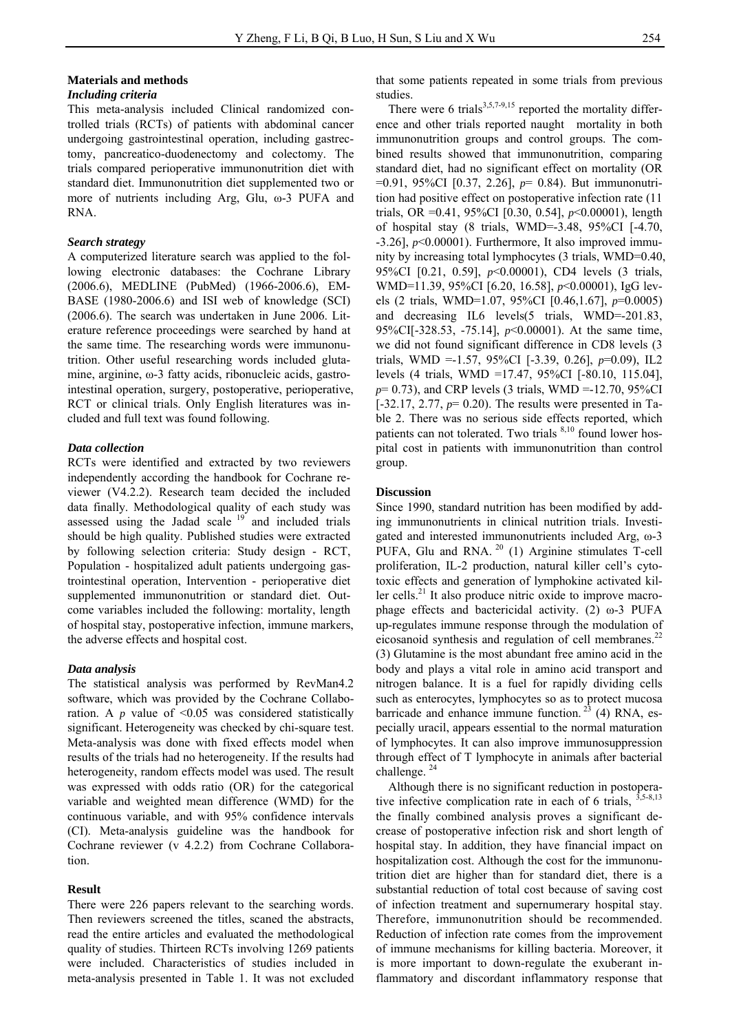## Materials and methods

### *Including criteria*

This meta-analysis included Clinical randomized controlled trials (RCTs) of patients with abdominal cancer undergoing gastrointestinal operation, including gastrectomy, pancreatico-duodenectomy and colectomy. The trials compared perioperative immunonutrition diet with standard diet. Immunonutrition diet supplemented two or more of nutrients including Arg, Glu, ω-3 PUFA and RNA.

### *Search strategy*

A computerized literature search was applied to the following electronic databases: the Cochrane Library (2006.6), MEDLINE (PubMed) (1966-2006.6), EMBASE (1980-2006.6) and ISI web of knowledge (SCI) (2006.6). The search was undertaken in June 2006. Literature reference proceedings were searched by hand at the same time. The researching words were immunonutrition. Other useful researching words included glutamine, arginine, ω-3 fatty acids, ribonucleic acids, gastrointestinal operation, surgery, postoperative, perioperative, RCT or clinical trials. Only English literatures was included and full text was found following.

### *Data collection*

RCTs were identified and extracted by two reviewers independently according the handbook for Cochrane reviewer (V4.2.2). Research team decided the included data finally. Methodological quality of each study was assessed using the Jadad scale [19] and included trials should be high quality. Published studies were extracted by following selection criteria: Study design - RCT, Population - hospitalized adult patients undergoing gastrointestinal operation, Intervention - perioperative diet supplemented immunonutrition or standard diet. Outcome variables included the following: mortality, length of hospital stay, postoperative infection, immune markers, the adverse effects and hospital cost.

### *Data analysis*

The statistical analysis was performed by RevMan4.2 software, which was provided by the Cochrane Collaboration. A $p$ value of $<0.05$ was considered statistically significant. Heterogeneity was checked by chi-square test. Meta-analysis was done with fixed effects model when results of the trials had no heterogeneity. If the results had heterogeneity, random effects model was used. The result was expressed with odds ratio (OR) for the categorical variable and weighted mean difference (WMD) for the continuous variable, and with 95% confidence intervals (CI). Meta-analysis guideline was the handbook for Cochrane reviewer (v 4.2.2) from Cochrane Collaboration.

## Result

There were 226 papers relevant to the searching words. Then reviewers screened the titles, scaned the abstracts, read the entire articles and evaluated the methodological quality of studies. Thirteen RCTs involving 1269 patients were included. Characteristics of studies included in meta-analysis presented in Table 1. It was not excluded that some patients repeated in some trials from previous studies.

There were 6 trials[3,5,7-9,15] reported the mortality difference and other trials reported naught mortality in both immunonutrition groups and control groups. The combined results showed that immunonutrition, comparing standard diet, had no significant effect on mortality (OR =0.91, 95%CI [0.37, 2.26], $p$= 0.84). But immunonutrition had positive effect on postoperative infection rate (11 trials, OR =0.41, 95%CI [0.30, 0.54], $p$<0.00001), length of hospital stay (8 trials, WMD=-3.48, 95%CI [-4.70, -3.26], $p$<0.00001). Furthermore, It also improved immunity by increasing total lymphocytes (3 trials, WMD=0.40, 95%CI [0.21, 0.59], $p$<0.00001), CD4 levels (3 trials, WMD=11.39, 95%CI [6.20, 16.58], $p$<0.00001), IgG levels (2 trials, WMD=1.07, 95%CI [0.46,1.67], $p$=0.0005) and decreasing IL6 levels(5 trials, WMD=-201.83, 95%CI[-328.53, -75.14], $p$<0.00001). At the same time, we did not found significant difference in CD8 levels (3 trials, WMD =-1.57, 95%CI [-3.39, 0.26], $p$=0.09), IL2 levels (4 trials, WMD =17.47, 95%CI [-80.10, 115.04], $p$= 0.73), and CRP levels (3 trials, WMD =-12.70, 95%CI [-32.17, 2.77, $p$= 0.20). The results were presented in Table 2. There was no serious side effects reported, which patients can not tolerated. Two trials [8,10] found lower hospital cost in patients with immunonutrition than control group.

## Discussion

Since 1990, standard nutrition has been modified by adding immunonutrients in clinical nutrition trials. Investigated and interested immunonutrients included Arg, ω-3 PUFA, Glu and RNA. [20] (1) Arginine stimulates T-cell proliferation, IL-2 production, natural killer cell's cytotoxic effects and generation of lymphokine activated killer cells.[21] It also produce nitric oxide to improve macrophage effects and bactericidal activity. (2) ω-3 PUFA up-regulates immune response through the modulation of eicosanoid synthesis and regulation of cell membranes.[22] (3) Glutamine is the most abundant free amino acid in the body and plays a vital role in amino acid transport and nitrogen balance. It is a fuel for rapidly dividing cells such as enterocytes, lymphocytes so as to protect mucosa barricade and enhance immune function. [23] (4) RNA, especially uracil, appears essential to the normal maturation of lymphocytes. It can also improve immunosuppression through effect of T lymphocyte in animals after bacterial challenge. [24]

Although there is no significant reduction in postoperative infective complication rate in each of 6 trials, [3,5-8,13] the finally combined analysis proves a significant decrease of postoperative infection risk and short length of hospital stay. In addition, they have financial impact on hospitalization cost. Although the cost for the immunonutrition diet are higher than for standard diet, there is a substantial reduction of total cost because of saving cost of infection treatment and supernumerary hospital stay. Therefore, immunonutrition should be recommended. Reduction of infection rate comes from the improvement of immune mechanisms for killing bacteria. Moreover, it is more important to down-regulate the exuberant inflammatory and discordant inflammatory response that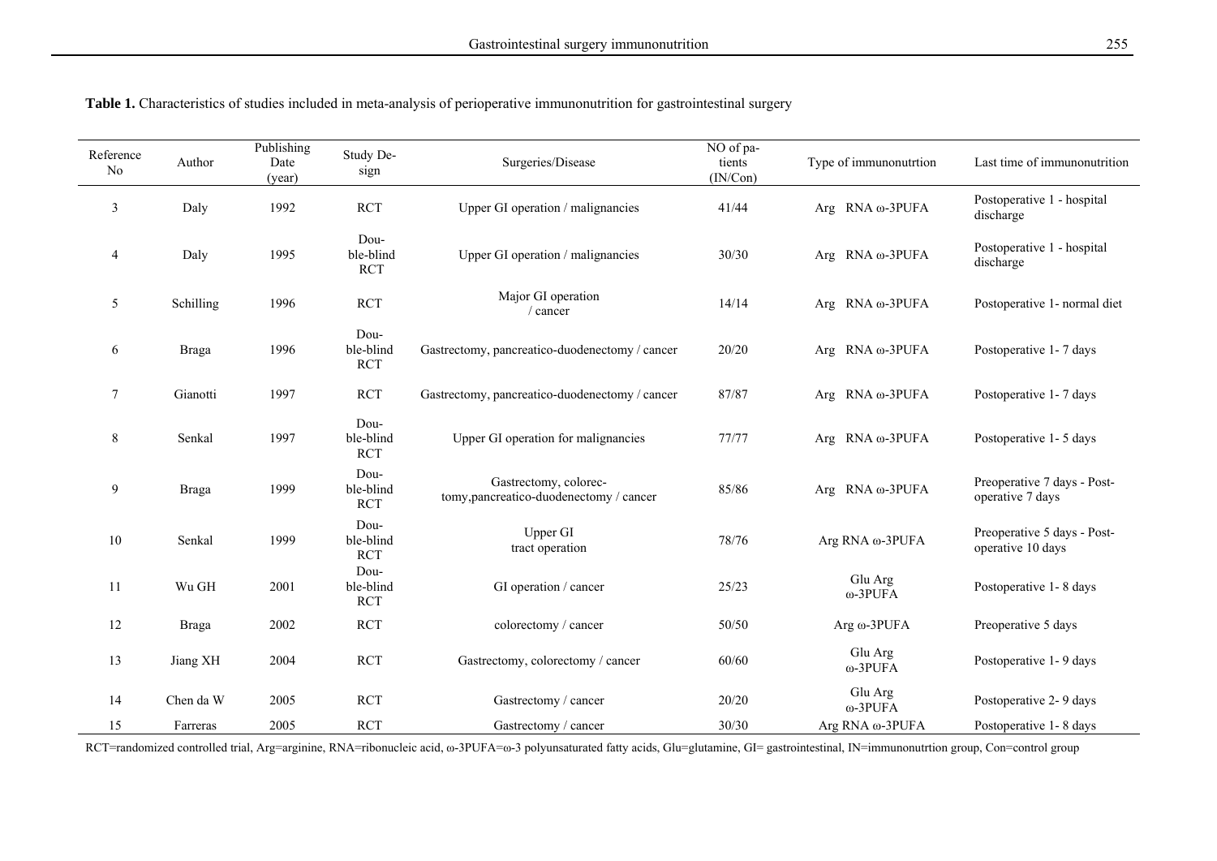**Table 1.** Characteristics of studies included in meta-analysis of perioperative immunonutrition for gastrointestinal surgery

| Reference No | Author | Publishing Date (year) | Study Design | Surgeries/Disease | NO of patients (IN/Con) | Type of immunonutrtion | Last time of immunonutrition |
|---|---|---|---|---|---|---|---|
| 3 | Daly | 1992 | RCT | Upper GI operation / malignancies | 41/44 | Arg RNA ω-3PUFA | Postoperative 1 - hospital discharge |
| 4 | Daly | 1995 | Double-blind RCT | Upper GI operation / malignancies | 30/30 | Arg RNA ω-3PUFA | Postoperative 1 - hospital discharge |
| 5 | Schilling | 1996 | RCT | Major GI operation / cancer | 14/14 | Arg RNA ω-3PUFA | Postoperative 1- normal diet |
| 6 | Braga | 1996 | Double-blind RCT | Gastrectomy, pancreatico-duodenectomy / cancer | 20/20 | Arg RNA ω-3PUFA | Postoperative 1- 7 days |
| 7 | Gianotti | 1997 | RCT | Gastrectomy, pancreatico-duodenectomy / cancer | 87/87 | Arg RNA ω-3PUFA | Postoperative 1- 7 days |
| 8 | Senkal | 1997 | Double-blind RCT | Upper GI operation for malignancies | 77/77 | Arg RNA ω-3PUFA | Postoperative 1- 5 days |
| 9 | Braga | 1999 | Double-blind RCT | Gastrectomy, colorectomy,pancreatico-duodenectomy / cancer | 85/86 | Arg RNA ω-3PUFA | Preoperative 7 days - Postoperative 7 days |
| 10 | Senkal | 1999 | Double-blind RCT | Upper GI tract operation | 78/76 | Arg RNA ω-3PUFA | Preoperative 5 days - Postoperative 10 days |
| 11 | Wu GH | 2001 | Double-blind RCT | GI operation / cancer | 25/23 | Glu Arg ω-3PUFA | Postoperative 1- 8 days |
| 12 | Braga | 2002 | RCT | colorectomy / cancer | 50/50 | Arg ω-3PUFA | Preoperative 5 days |
| 13 | Jiang XH | 2004 | RCT | Gastrectomy, colorectomy / cancer | 60/60 | Glu Arg ω-3PUFA | Postoperative 1- 9 days |
| 14 | Chen da W | 2005 | RCT | Gastrectomy / cancer | 20/20 | Glu Arg ω-3PUFA | Postoperative 2- 9 days |
| 15 | Farreras | 2005 | RCT | Gastrectomy / cancer | 30/30 | Arg RNA ω-3PUFA | Postoperative 1- 8 days |

RCT=randomized controlled trial, Arg=arginine, RNA=ribonucleic acid, ω-3PUFA=ω-3 polyunsaturated fatty acids, Glu=glutamine, GI= gastrointestinal, IN=immunonutrtion group, Con=control group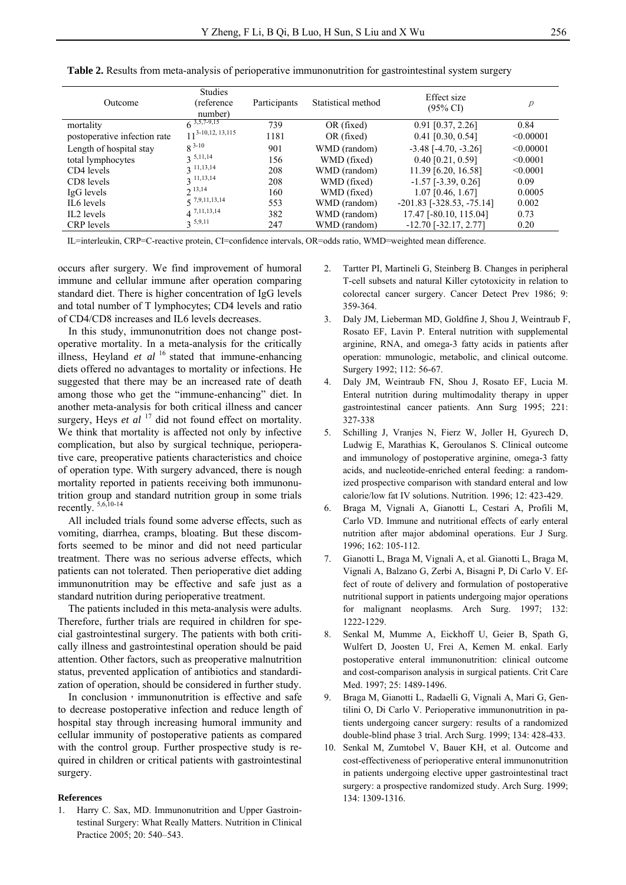**Table 2.** Results from meta-analysis of perioperative immunonutrition for gastrointestinal system surgery

| Outcome | Studies (reference number) | Participants | Statistical method | Effect size (95% CI) | $p$ |
|---|---|---|---|---|---|
| mortality | 6 [3,5,7-9,15] | 739 | OR (fixed) | 0.91 [0.37, 2.26] | 0.84 |
| postoperative infection rate | 11 [3-10,12, 13,115] | 1181 | OR (fixed) | 0.41 [0.30, 0.54] | <0.00001 |
| Length of hospital stay | 8 [3-10] | 901 | WMD (random) | -3.48 [-4.70, -3.26] | <0.00001 |
| total lymphocytes | 3 [5,11,14] | 156 | WMD (fixed) | 0.40 [0.21, 0.59] | <0.0001 |
| CD4 levels | 3 [11,13,14] | 208 | WMD (random) | 11.39 [6.20, 16.58] | <0.0001 |
| CD8 levels | 3 [11,13,14] | 208 | WMD (fixed) | -1.57 [-3.39, 0.26] | 0.09 |
| IgG levels | 2 [13,14] | 160 | WMD (fixed) | 1.07 [0.46, 1.67] | 0.0005 |
| IL6 levels | 5 [7,9,11,13,14] | 553 | WMD (random) | -201.83 [-328.53, -75.14] | 0.002 |
| IL2 levels | 4 [7,11,13,14] | 382 | WMD (random) | 17.47 [-80.10, 115.04] | 0.73 |
| CRP levels | 3 [5,9,11] | 247 | WMD (random) | -12.70 [-32.17, 2.77] | 0.20 |

IL=interleukin, CRP=C-reactive protein, CI=confidence intervals, OR=odds ratio, WMD=weighted mean difference.

occurs after surgery. We find improvement of humoral immune and cellular immune after operation comparing standard diet. There is higher concentration of IgG levels and total number of T lymphocytes; CD4 levels and ratio of CD4/CD8 increases and IL6 levels decreases.

In this study, immunonutrition does not change postoperative mortality. In a meta-analysis for the critically illness, Heyland *et al* [16] stated that immune-enhancing diets offered no advantages to mortality or infections. He suggested that there may be an increased rate of death among those who get the "immune-enhancing" diet. In another meta-analysis for both critical illness and cancer surgery, Heys *et al* [17] did not found effect on mortality. We think that mortality is affected not only by infective complication, but also by surgical technique, perioperative care, preoperative patients characteristics and choice of operation type. With surgery advanced, there is nough mortality reported in patients receiving both immunonutrition group and standard nutrition group in some trials recently. [5,6,10-14]

All included trials found some adverse effects, such as vomiting, diarrhea, cramps, bloating. But these discomforts seemed to be minor and did not need particular treatment. There was no serious adverse effects, which patients can not tolerated. Then perioperative diet adding immunonutrition may be effective and safe just as a standard nutrition during perioperative treatment.

The patients included in this meta-analysis were adults. Therefore, further trials are required in children for special gastrointestinal surgery. The patients with both critically illness and gastrointestinal operation should be paid attention. Other factors, such as preoperative malnutrition status, prevented application of antibiotics and standardization of operation, should be considered in further study.

In conclusion，immunonutrition is effective and safe to decrease postoperative infection and reduce length of hospital stay through increasing humoral immunity and cellular immunity of postoperative patients as compared with the control group. Further prospective study is required in children or critical patients with gastrointestinal surgery.

**References**

1. Harry C. Sax, MD. Immunonutrition and Upper Gastrointestinal Surgery: What Really Matters. Nutrition in Clinical Practice 2005; 20: 540–543.
2. Tartter PI, Martineli G, Steinberg B. Changes in peripheral T-cell subsets and natural Killer cytotoxicity in relation to colorectal cancer surgery. Cancer Detect Prev 1986; 9: 359-364.
3. Daly JM, Lieberman MD, Goldfine J, Shou J, Weintraub F, Rosato EF, Lavin P. Enteral nutrition with supplemental arginine, RNA, and omega-3 fatty acids in patients after operation: mmunologic, metabolic, and clinical outcome. Surgery 1992; 112: 56-67.
4. Daly JM, Weintraub FN, Shou J, Rosato EF, Lucia M. Enteral nutrition during multimodality therapy in upper gastrointestinal cancer patients. Ann Surg 1995; 221: 327-338
5. Schilling J, Vranjes N, Fierz W, Joller H, Gyurech D, Ludwig E, Marathias K, Geroulanos S. Clinical outcome and immunology of postoperative arginine, omega-3 fatty acids, and nucleotide-enriched enteral feeding: a randomized prospective comparison with standard enteral and low calorie/low fat IV solutions. Nutrition. 1996; 12: 423-429.
6. Braga M, Vignali A, Gianotti L, Cestari A, Profili M, Carlo VD. Immune and nutritional effects of early enteral nutrition after major abdominal operations. Eur J Surg. 1996; 162: 105-112.
7. Gianotti L, Braga M, Vignali A, et al. Gianotti L, Braga M, Vignali A, Balzano G, Zerbi A, Bisagni P, Di Carlo V. Effect of route of delivery and formulation of postoperative nutritional support in patients undergoing major operations for malignant neoplasms. Arch Surg. 1997; 132: 1222-1229.
8. Senkal M, Mumme A, Eickhoff U, Geier B, Spath G, Wulfert D, Joosten U, Frei A, Kemen M. enkal. Early postoperative enteral immunonutrition: clinical outcome and cost-comparison analysis in surgical patients. Crit Care Med. 1997; 25: 1489-1496.
9. Braga M, Gianotti L, Radaelli G, Vignali A, Mari G, Gentilini O, Di Carlo V. Perioperative immunonutrition in patients undergoing cancer surgery: results of a randomized double-blind phase 3 trial. Arch Surg. 1999; 134: 428-433.
10. Senkal M, Zumtobel V, Bauer KH, et al. Outcome and cost-effectiveness of perioperative enteral immunonutrition in patients undergoing elective upper gastrointestinal tract surgery: a prospective randomized study. Arch Surg. 1999; 134: 1309-1316.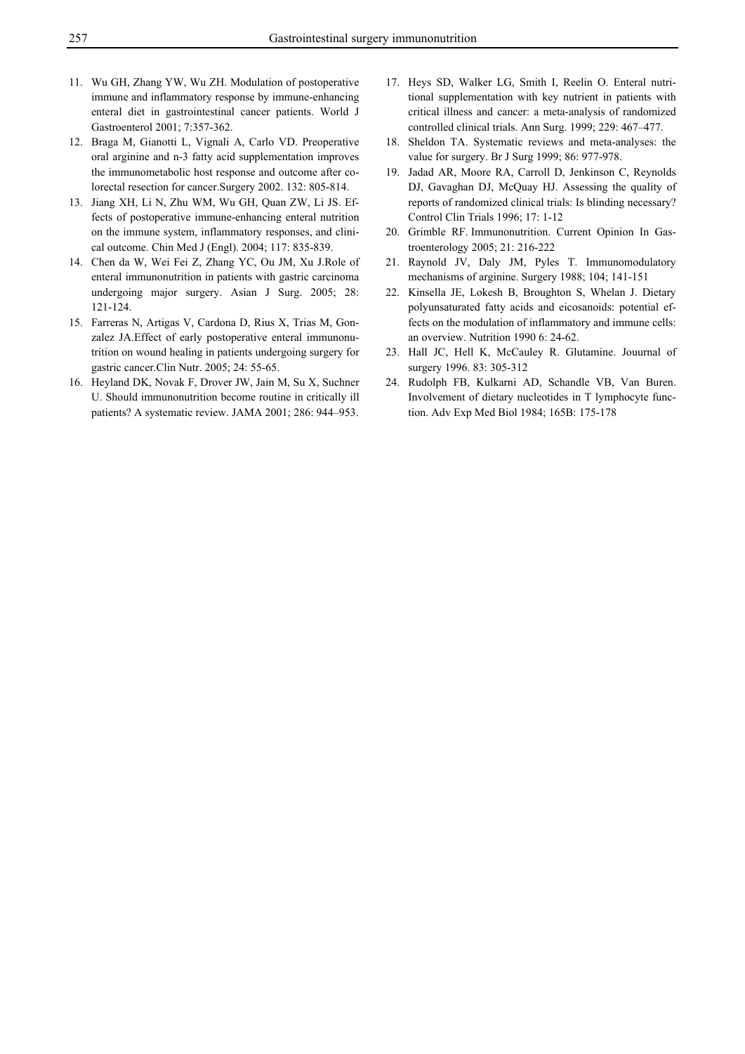11. Wu GH, Zhang YW, Wu ZH. Modulation of postoperative immune and inflammatory response by immune-enhancing enteral diet in gastrointestinal cancer patients. World J Gastroenterol 2001; 7:357-362.
12. Braga M, Gianotti L, Vignali A, Carlo VD. Preoperative oral arginine and n-3 fatty acid supplementation improves the immunometabolic host response and outcome after colorectal resection for cancer.Surgery 2002. 132: 805-814.
13. Jiang XH, Li N, Zhu WM, Wu GH, Quan ZW, Li JS. Effects of postoperative immune-enhancing enteral nutrition on the immune system, inflammatory responses, and clinical outcome. Chin Med J (Engl). 2004; 117: 835-839.
14. Chen da W, Wei Fei Z, Zhang YC, Ou JM, Xu J.Role of enteral immunonutrition in patients with gastric carcinoma undergoing major surgery. Asian J Surg. 2005; 28: 121-124.
15. Farreras N, Artigas V, Cardona D, Rius X, Trias M, Gonzalez JA.Effect of early postoperative enteral immunonutrition on wound healing in patients undergoing surgery for gastric cancer.Clin Nutr. 2005; 24: 55-65.
16. Heyland DK, Novak F, Drover JW, Jain M, Su X, Suchner U. Should immunonutrition become routine in critically ill patients? A systematic review. JAMA 2001; 286: 944–953.
17. Heys SD, Walker LG, Smith I, Reelin O. Enteral nutritional supplementation with key nutrient in patients with critical illness and cancer: a meta-analysis of randomized controlled clinical trials. Ann Surg. 1999; 229: 467–477.
18. Sheldon TA. Systematic reviews and meta-analyses: the value for surgery. Br J Surg 1999; 86: 977-978.
19. Jadad AR, Moore RA, Carroll D, Jenkinson C, Reynolds DJ, Gavaghan DJ, McQuay HJ. Assessing the quality of reports of randomized clinical trials: Is blinding necessary? Control Clin Trials 1996; 17: 1-12
20. Grimble RF. Immunonutrition. Current Opinion In Gastroenterology 2005; 21: 216-222
21. Raynold JV, Daly JM, Pyles T. Immunomodulatory mechanisms of arginine. Surgery 1988; 104; 141-151
22. Kinsella JE, Lokesh B, Broughton S, Whelan J. Dietary polyunsaturated fatty acids and eicosanoids: potential effects on the modulation of inflammatory and immune cells: an overview. Nutrition 1990 6: 24-62.
23. Hall JC, Hell K, McCauley R. Glutamine. Jouurnal of surgery 1996. 83: 305-312
24. Rudolph FB, Kulkarni AD, Schandle VB, Van Buren. Involvement of dietary nucleotides in T lymphocyte function. Adv Exp Med Biol 1984; 165B: 175-178